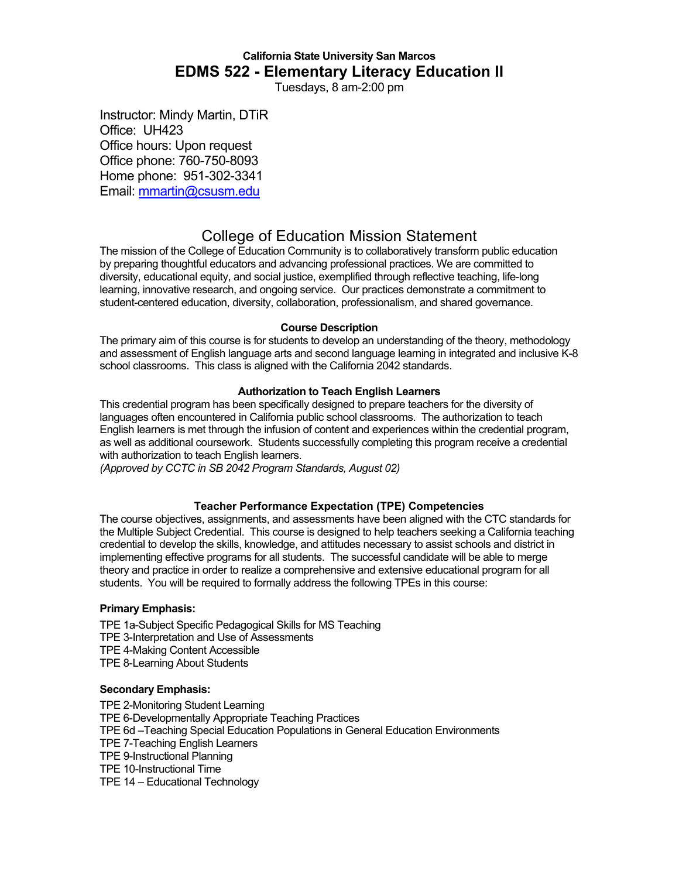**California State University San Marcos**

# EDMS 522 - Elementary Literacy Education II

Tuesdays, 8 am-2:00 pm

Instructor: Mindy Martin, DTiR
Office: UH423
Office hours: Upon request
Office phone: 760-750-8093
Home phone: 951-302-3341
Email: mmartin@csusm.edu

## College of Education Mission Statement

The mission of the College of Education Community is to collaboratively transform public education by preparing thoughtful educators and advancing professional practices. We are committed to diversity, educational equity, and social justice, exemplified through reflective teaching, life-long learning, innovative research, and ongoing service. Our practices demonstrate a commitment to student-centered education, diversity, collaboration, professionalism, and shared governance.

### Course Description

The primary aim of this course is for students to develop an understanding of the theory, methodology and assessment of English language arts and second language learning in integrated and inclusive K-8 school classrooms. This class is aligned with the California 2042 standards.

### Authorization to Teach English Learners

This credential program has been specifically designed to prepare teachers for the diversity of languages often encountered in California public school classrooms. The authorization to teach English learners is met through the infusion of content and experiences within the credential program, as well as additional coursework. Students successfully completing this program receive a credential with authorization to teach English learners.
*(Approved by CCTC in SB 2042 Program Standards, August 02)*

### Teacher Performance Expectation (TPE) Competencies

The course objectives, assignments, and assessments have been aligned with the CTC standards for the Multiple Subject Credential. This course is designed to help teachers seeking a California teaching credential to develop the skills, knowledge, and attitudes necessary to assist schools and district in implementing effective programs for all students. The successful candidate will be able to merge theory and practice in order to realize a comprehensive and extensive educational program for all students. You will be required to formally address the following TPEs in this course:

**Primary Emphasis:**

TPE 1a-Subject Specific Pedagogical Skills for MS Teaching
TPE 3-Interpretation and Use of Assessments
TPE 4-Making Content Accessible
TPE 8-Learning About Students

**Secondary Emphasis:**

TPE 2-Monitoring Student Learning
TPE 6-Developmentally Appropriate Teaching Practices
TPE 6d –Teaching Special Education Populations in General Education Environments
TPE 7-Teaching English Learners
TPE 9-Instructional Planning
TPE 10-Instructional Time
TPE 14 – Educational Technology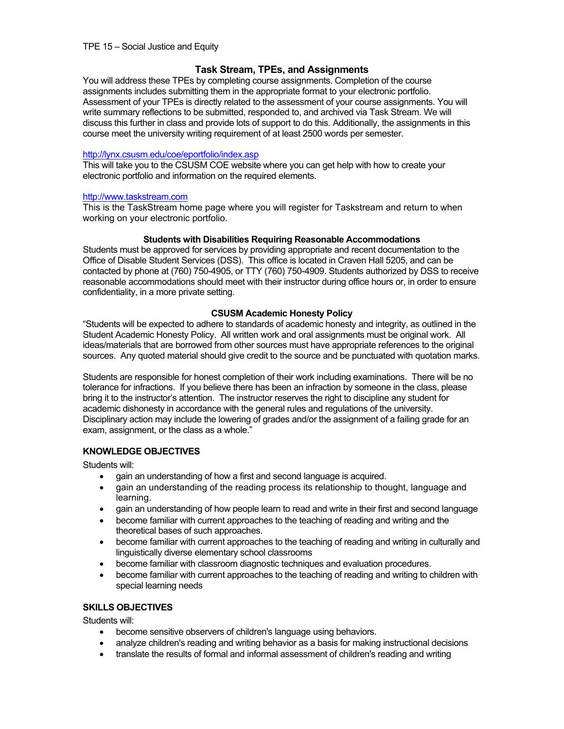TPE 15 – Social Justice and Equity

## Task Stream, TPEs, and Assignments

You will address these TPEs by completing course assignments. Completion of the course assignments includes submitting them in the appropriate format to your electronic portfolio. Assessment of your TPEs is directly related to the assessment of your course assignments. You will write summary reflections to be submitted, responded to, and archived via Task Stream. We will discuss this further in class and provide lots of support to do this. Additionally, the assignments in this course meet the university writing requirement of at least 2500 words per semester.

http://lynx.csusm.edu/coe/eportfolio/index.asp
This will take you to the CSUSM COE website where you can get help with how to create your electronic portfolio and information on the required elements.

http://www.taskstream.com
This is the TaskStream home page where you will register for Taskstream and return to when working on your electronic portfolio.

### Students with Disabilities Requiring Reasonable Accommodations

Students must be approved for services by providing appropriate and recent documentation to the Office of Disable Student Services (DSS). This office is located in Craven Hall 5205, and can be contacted by phone at (760) 750-4905, or TTY (760) 750-4909. Students authorized by DSS to receive reasonable accommodations should meet with their instructor during office hours or, in order to ensure confidentiality, in a more private setting.

### CSUSM Academic Honesty Policy

"Students will be expected to adhere to standards of academic honesty and integrity, as outlined in the Student Academic Honesty Policy. All written work and oral assignments must be original work. All ideas/materials that are borrowed from other sources must have appropriate references to the original sources. Any quoted material should give credit to the source and be punctuated with quotation marks.

Students are responsible for honest completion of their work including examinations. There will be no tolerance for infractions. If you believe there has been an infraction by someone in the class, please bring it to the instructor's attention. The instructor reserves the right to discipline any student for academic dishonesty in accordance with the general rules and regulations of the university. Disciplinary action may include the lowering of grades and/or the assignment of a failing grade for an exam, assignment, or the class as a whole."

**KNOWLEDGE OBJECTIVES**

Students will:

- gain an understanding of how a first and second language is acquired.
- gain an understanding of the reading process its relationship to thought, language and learning.
- gain an understanding of how people learn to read and write in their first and second language
- become familiar with current approaches to the teaching of reading and writing and the theoretical bases of such approaches.
- become familiar with current approaches to the teaching of reading and writing in culturally and linguistically diverse elementary school classrooms
- become familiar with classroom diagnostic techniques and evaluation procedures.
- become familiar with current approaches to the teaching of reading and writing to children with special learning needs

**SKILLS OBJECTIVES**

Students will:

- become sensitive observers of children's language using behaviors.
- analyze children's reading and writing behavior as a basis for making instructional decisions
- translate the results of formal and informal assessment of children's reading and writing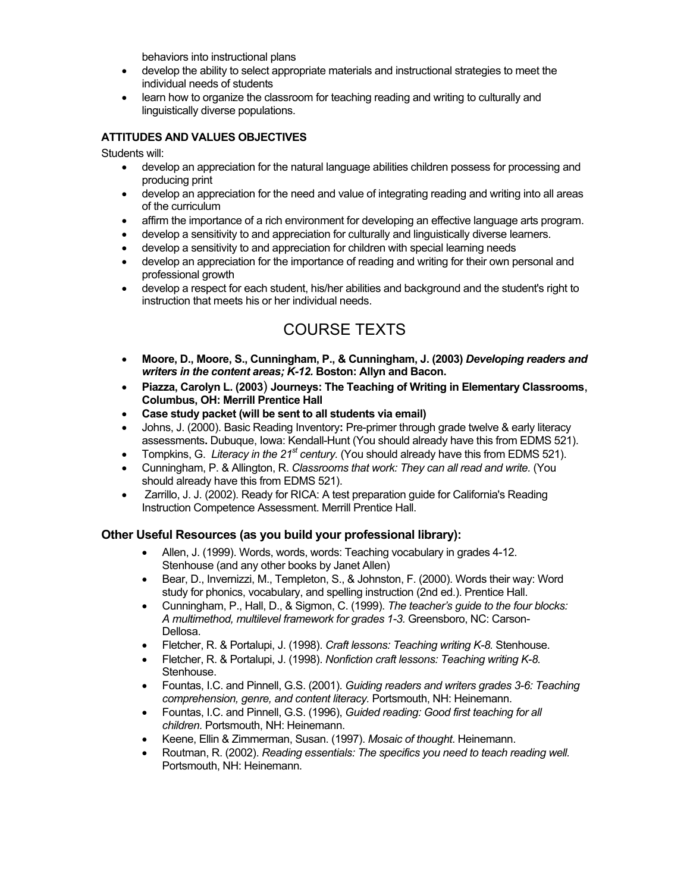behaviors into instructional plans

- develop the ability to select appropriate materials and instructional strategies to meet the individual needs of students
- learn how to organize the classroom for teaching reading and writing to culturally and linguistically diverse populations.

**ATTITUDES AND VALUES OBJECTIVES**

Students will:

- develop an appreciation for the natural language abilities children possess for processing and producing print
- develop an appreciation for the need and value of integrating reading and writing into all areas of the curriculum
- affirm the importance of a rich environment for developing an effective language arts program.
- develop a sensitivity to and appreciation for culturally and linguistically diverse learners.
- develop a sensitivity to and appreciation for children with special learning needs
- develop an appreciation for the importance of reading and writing for their own personal and professional growth
- develop a respect for each student, his/her abilities and background and the student's right to instruction that meets his or her individual needs.

# COURSE TEXTS

- **Moore, D., Moore, S., Cunningham, P., & Cunningham, J. (2003) *Developing readers and writers in the content areas; K-12.* Boston: Allyn and Bacon.**
- **Piazza, Carolyn L. (2003) Journeys: The Teaching of Writing in Elementary Classrooms, Columbus, OH: Merrill Prentice Hall**
- **Case study packet (will be sent to all students via email)**
- Johns, J. (2000). Basic Reading Inventory**:** Pre-primer through grade twelve & early literacy assessments**.** Dubuque, Iowa: Kendall-Hunt (You should already have this from EDMS 521).
- Tompkins, G. *Literacy in the 21st century.* (You should already have this from EDMS 521).
- Cunningham, P. & Allington, R. *Classrooms that work: They can all read and write.* (You should already have this from EDMS 521).
- Zarrillo, J. J. (2002). Ready for RICA: A test preparation guide for California's Reading Instruction Competence Assessment. Merrill Prentice Hall.

### Other Useful Resources (as you build your professional library):

- Allen, J. (1999). Words, words, words: Teaching vocabulary in grades 4-12. Stenhouse (and any other books by Janet Allen)
- Bear, D., Invernizzi, M., Templeton, S., & Johnston, F. (2000). Words their way: Word study for phonics, vocabulary, and spelling instruction (2nd ed.). Prentice Hall.
- Cunningham, P., Hall, D., & Sigmon, C. (1999). *The teacher's guide to the four blocks: A multimethod, multilevel framework for grades 1-3.* Greensboro, NC: Carson-Dellosa.
- Fletcher, R. & Portalupi, J. (1998). *Craft lessons: Teaching writing K-8.* Stenhouse.
- Fletcher, R. & Portalupi, J. (1998). *Nonfiction craft lessons: Teaching writing K-8.* Stenhouse.
- Fountas, I.C. and Pinnell, G.S. (2001). *Guiding readers and writers grades 3-6: Teaching comprehension, genre, and content literacy.* Portsmouth, NH: Heinemann.
- Fountas, I.C. and Pinnell, G.S. (1996), *Guided reading: Good first teaching for all children.* Portsmouth, NH: Heinemann.
- Keene, Ellin & Zimmerman, Susan. (1997). *Mosaic of thought*. Heinemann.
- Routman, R. (2002). *Reading essentials: The specifics you need to teach reading well.* Portsmouth, NH: Heinemann.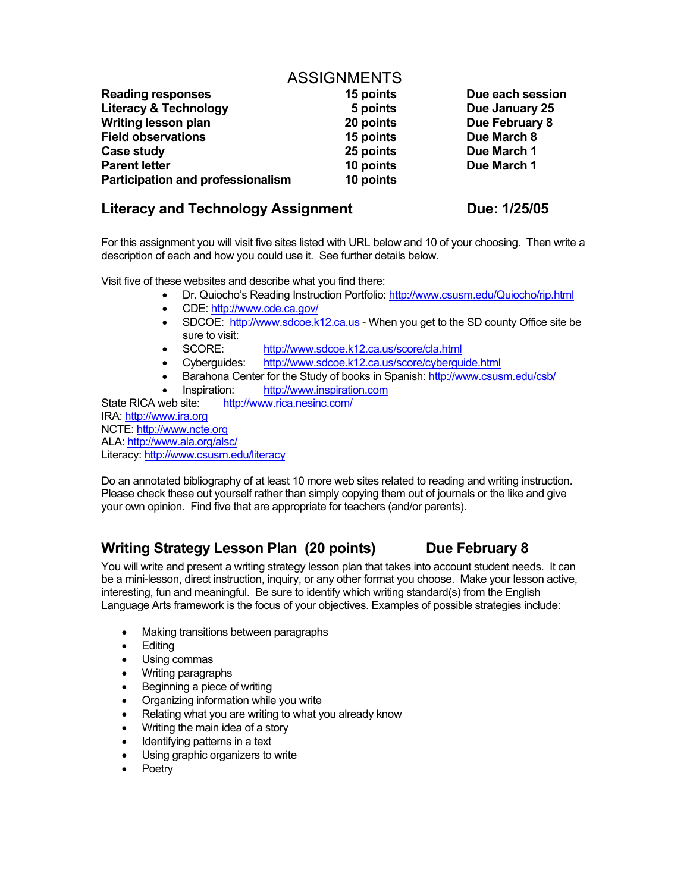## ASSIGNMENTS

| | | |
|---|---|---|
| **Reading responses** | **15 points** | **Due each session** |
| **Literacy & Technology** | **5 points** | **Due January 25** |
| **Writing lesson plan** | **20 points** | **Due February 8** |
| **Field observations** | **15 points** | **Due March 8** |
| **Case study** | **25 points** | **Due March 1** |
| **Parent letter** | **10 points** | **Due March 1** |
| **Participation and professionalism** | **10 points** | |

### Literacy and Technology Assignment — Due: 1/25/05

For this assignment you will visit five sites listed with URL below and 10 of your choosing. Then write a description of each and how you could use it. See further details below.

Visit five of these websites and describe what you find there:

- Dr. Quiocho's Reading Instruction Portfolio: http://www.csusm.edu/Quiocho/rip.html
- CDE: http://www.cde.ca.gov/
- SDCOE: http://www.sdcoe.k12.ca.us - When you get to the SD county Office site be sure to visit:
- SCORE: http://www.sdcoe.k12.ca.us/score/cla.html
- Cyberguides: http://www.sdcoe.k12.ca.us/score/cyberguide.html
- Barahona Center for the Study of books in Spanish: http://www.csusm.edu/csb/
- Inspiration: http://www.inspiration.com

State RICA web site: http://www.rica.nesinc.com/
IRA: http://www.ira.org
NCTE: http://www.ncte.org
ALA: http://www.ala.org/alsc/
Literacy: http://www.csusm.edu/literacy

Do an annotated bibliography of at least 10 more web sites related to reading and writing instruction. Please check these out yourself rather than simply copying them out of journals or the like and give your own opinion. Find five that are appropriate for teachers (and/or parents).

### Writing Strategy Lesson Plan (20 points) — Due February 8

You will write and present a writing strategy lesson plan that takes into account student needs. It can be a mini-lesson, direct instruction, inquiry, or any other format you choose. Make your lesson active, interesting, fun and meaningful. Be sure to identify which writing standard(s) from the English Language Arts framework is the focus of your objectives. Examples of possible strategies include:

- Making transitions between paragraphs
- Editing
- Using commas
- Writing paragraphs
- Beginning a piece of writing
- Organizing information while you write
- Relating what you are writing to what you already know
- Writing the main idea of a story
- Identifying patterns in a text
- Using graphic organizers to write
- Poetry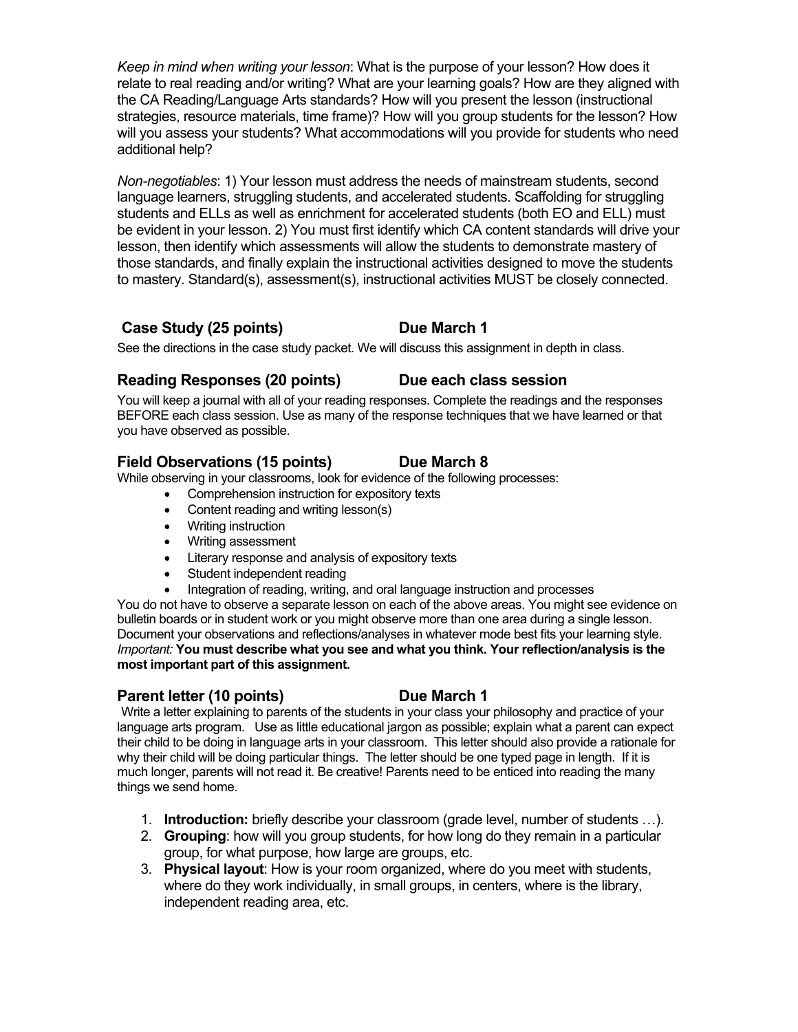*Keep in mind when writing your lesson*: What is the purpose of your lesson? How does it relate to real reading and/or writing? What are your learning goals? How are they aligned with the CA Reading/Language Arts standards? How will you present the lesson (instructional strategies, resource materials, time frame)? How will you group students for the lesson? How will you assess your students? What accommodations will you provide for students who need additional help?

*Non-negotiables*: 1) Your lesson must address the needs of mainstream students, second language learners, struggling students, and accelerated students. Scaffolding for struggling students and ELLs as well as enrichment for accelerated students (both EO and ELL) must be evident in your lesson. 2) You must first identify which CA content standards will drive your lesson, then identify which assessments will allow the students to demonstrate mastery of those standards, and finally explain the instructional activities designed to move the students to mastery. Standard(s), assessment(s), instructional activities MUST be closely connected.

### Case Study (25 points) — Due March 1

See the directions in the case study packet. We will discuss this assignment in depth in class.

### Reading Responses (20 points) — Due each class session

You will keep a journal with all of your reading responses. Complete the readings and the responses BEFORE each class session. Use as many of the response techniques that we have learned or that you have observed as possible.

### Field Observations (15 points) — Due March 8

While observing in your classrooms, look for evidence of the following processes:

- Comprehension instruction for expository texts
- Content reading and writing lesson(s)
- Writing instruction
- Writing assessment
- Literary response and analysis of expository texts
- Student independent reading
- Integration of reading, writing, and oral language instruction and processes

You do not have to observe a separate lesson on each of the above areas. You might see evidence on bulletin boards or in student work or you might observe more than one area during a single lesson. Document your observations and reflections/analyses in whatever mode best fits your learning style. *Important:* **You must describe what you see and what you think. Your reflection/analysis is the most important part of this assignment.**

### Parent letter (10 points) — Due March 1

Write a letter explaining to parents of the students in your class your philosophy and practice of your language arts program. Use as little educational jargon as possible; explain what a parent can expect their child to be doing in language arts in your classroom. This letter should also provide a rationale for why their child will be doing particular things. The letter should be one typed page in length. If it is much longer, parents will not read it. Be creative! Parents need to be enticed into reading the many things we send home.

1. **Introduction:** briefly describe your classroom (grade level, number of students …).
2. **Grouping**: how will you group students, for how long do they remain in a particular group, for what purpose, how large are groups, etc.
3. **Physical layout**: How is your room organized, where do you meet with students, where do they work individually, in small groups, in centers, where is the library, independent reading area, etc.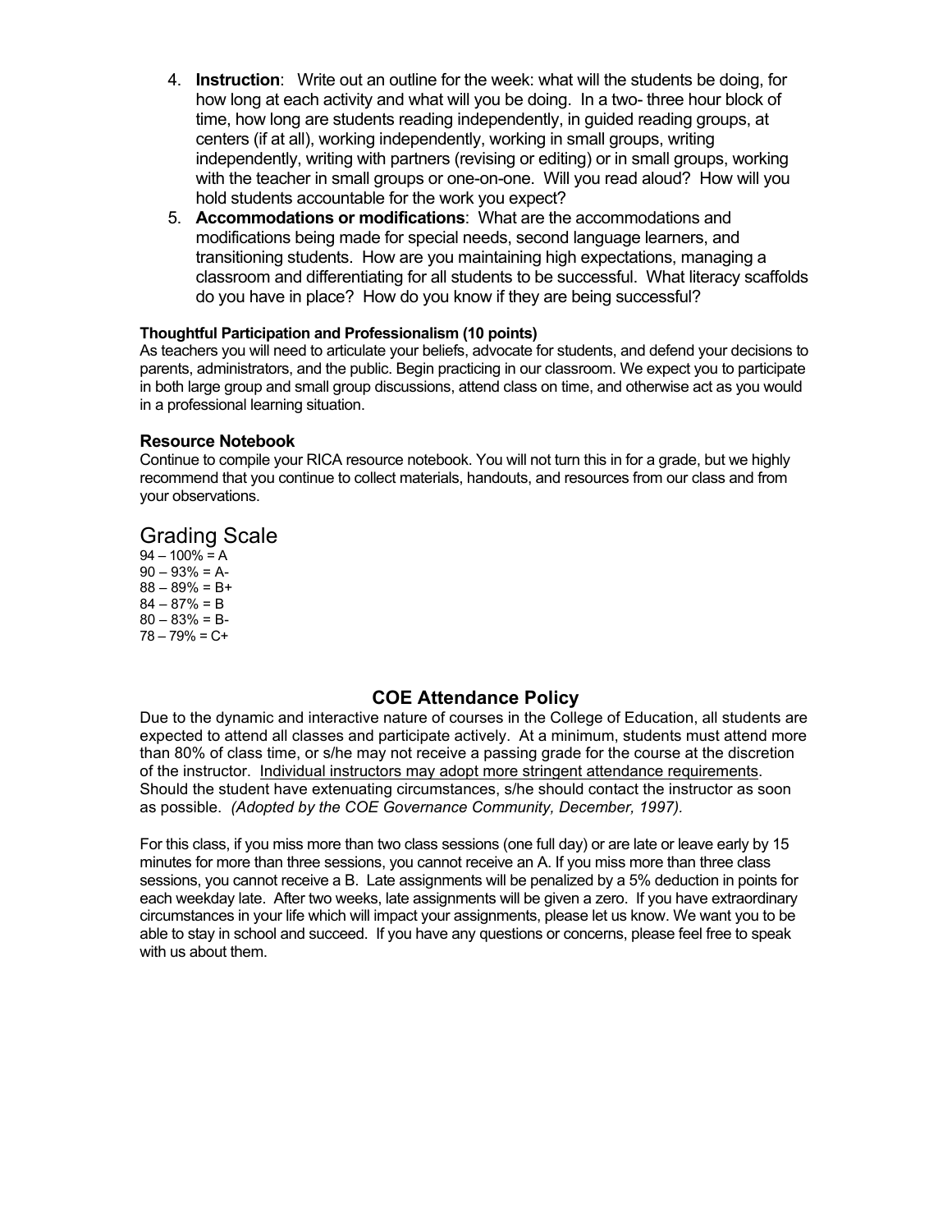4. **Instruction**: Write out an outline for the week: what will the students be doing, for how long at each activity and what will you be doing. In a two- three hour block of time, how long are students reading independently, in guided reading groups, at centers (if at all), working independently, working in small groups, writing independently, writing with partners (revising or editing) or in small groups, working with the teacher in small groups or one-on-one. Will you read aloud? How will you hold students accountable for the work you expect?
5. **Accommodations or modifications**: What are the accommodations and modifications being made for special needs, second language learners, and transitioning students. How are you maintaining high expectations, managing a classroom and differentiating for all students to be successful. What literacy scaffolds do you have in place? How do you know if they are being successful?

#### Thoughtful Participation and Professionalism (10 points)

As teachers you will need to articulate your beliefs, advocate for students, and defend your decisions to parents, administrators, and the public. Begin practicing in our classroom. We expect you to participate in both large group and small group discussions, attend class on time, and otherwise act as you would in a professional learning situation.

### Resource Notebook

Continue to compile your RICA resource notebook. You will not turn this in for a grade, but we highly recommend that you continue to collect materials, handouts, and resources from our class and from your observations.

## Grading Scale

94 – 100% = A
90 – 93% = A-
88 – 89% = B+
84 – 87% = B
80 – 83% = B-
78 – 79% = C+

## COE Attendance Policy

Due to the dynamic and interactive nature of courses in the College of Education, all students are expected to attend all classes and participate actively. At a minimum, students must attend more than 80% of class time, or s/he may not receive a passing grade for the course at the discretion of the instructor. Individual instructors may adopt more stringent attendance requirements. Should the student have extenuating circumstances, s/he should contact the instructor as soon as possible. *(Adopted by the COE Governance Community, December, 1997).*

For this class, if you miss more than two class sessions (one full day) or are late or leave early by 15 minutes for more than three sessions, you cannot receive an A. If you miss more than three class sessions, you cannot receive a B. Late assignments will be penalized by a 5% deduction in points for each weekday late. After two weeks, late assignments will be given a zero. If you have extraordinary circumstances in your life which will impact your assignments, please let us know. We want you to be able to stay in school and succeed. If you have any questions or concerns, please feel free to speak with us about them.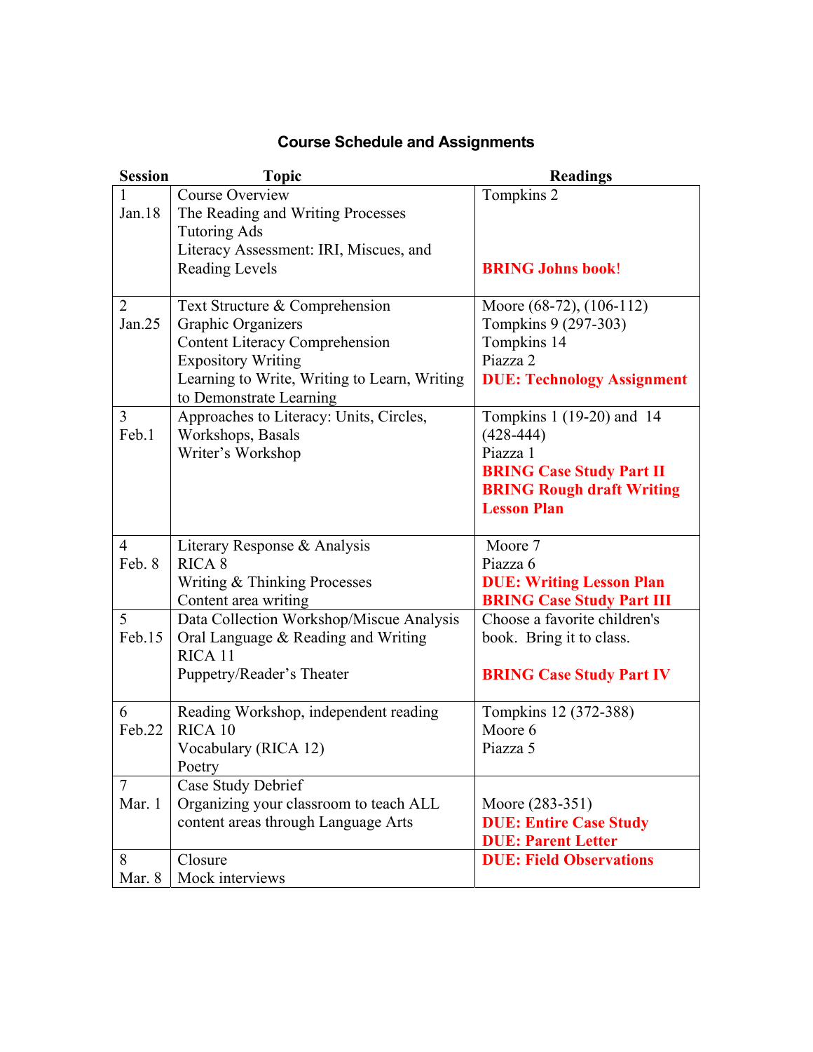### Course Schedule and Assignments

| Session | Topic | Readings |
|---|---|---|
| 1<br>Jan.18 | Course Overview<br>The Reading and Writing Processes<br>Tutoring Ads<br>Literacy Assessment: IRI, Miscues, and Reading Levels | Tompkins 2<br><br>**BRING Johns book!** |
| 2<br>Jan.25 | Text Structure & Comprehension<br>Graphic Organizers<br>Content Literacy Comprehension<br>Expository Writing<br>Learning to Write, Writing to Learn, Writing to Demonstrate Learning | Moore (68-72), (106-112)<br>Tompkins 9 (297-303)<br>Tompkins 14<br>Piazza 2<br>**DUE: Technology Assignment** |
| 3<br>Feb.1 | Approaches to Literacy: Units, Circles, Workshops, Basals<br>Writer's Workshop | Tompkins 1 (19-20) and 14 (428-444)<br>Piazza 1<br>**BRING Case Study Part II**<br>**BRING Rough draft Writing Lesson Plan** |
| 4<br>Feb. 8 | Literary Response & Analysis<br>RICA 8<br>Writing & Thinking Processes<br>Content area writing | Moore 7<br>Piazza 6<br>**DUE: Writing Lesson Plan**<br>**BRING Case Study Part III** |
| 5<br>Feb.15 | Data Collection Workshop/Miscue Analysis<br>Oral Language & Reading and Writing<br>RICA 11<br>Puppetry/Reader's Theater | Choose a favorite children's book. Bring it to class.<br><br>**BRING Case Study Part IV** |
| 6<br>Feb.22 | Reading Workshop, independent reading<br>RICA 10<br>Vocabulary (RICA 12)<br>Poetry | Tompkins 12 (372-388)<br>Moore 6<br>Piazza 5 |
| 7<br>Mar. 1 | Case Study Debrief<br>Organizing your classroom to teach ALL content areas through Language Arts | Moore (283-351)<br>**DUE: Entire Case Study**<br>**DUE: Parent Letter** |
| 8<br>Mar. 8 | Closure<br>Mock interviews | **DUE: Field Observations** |